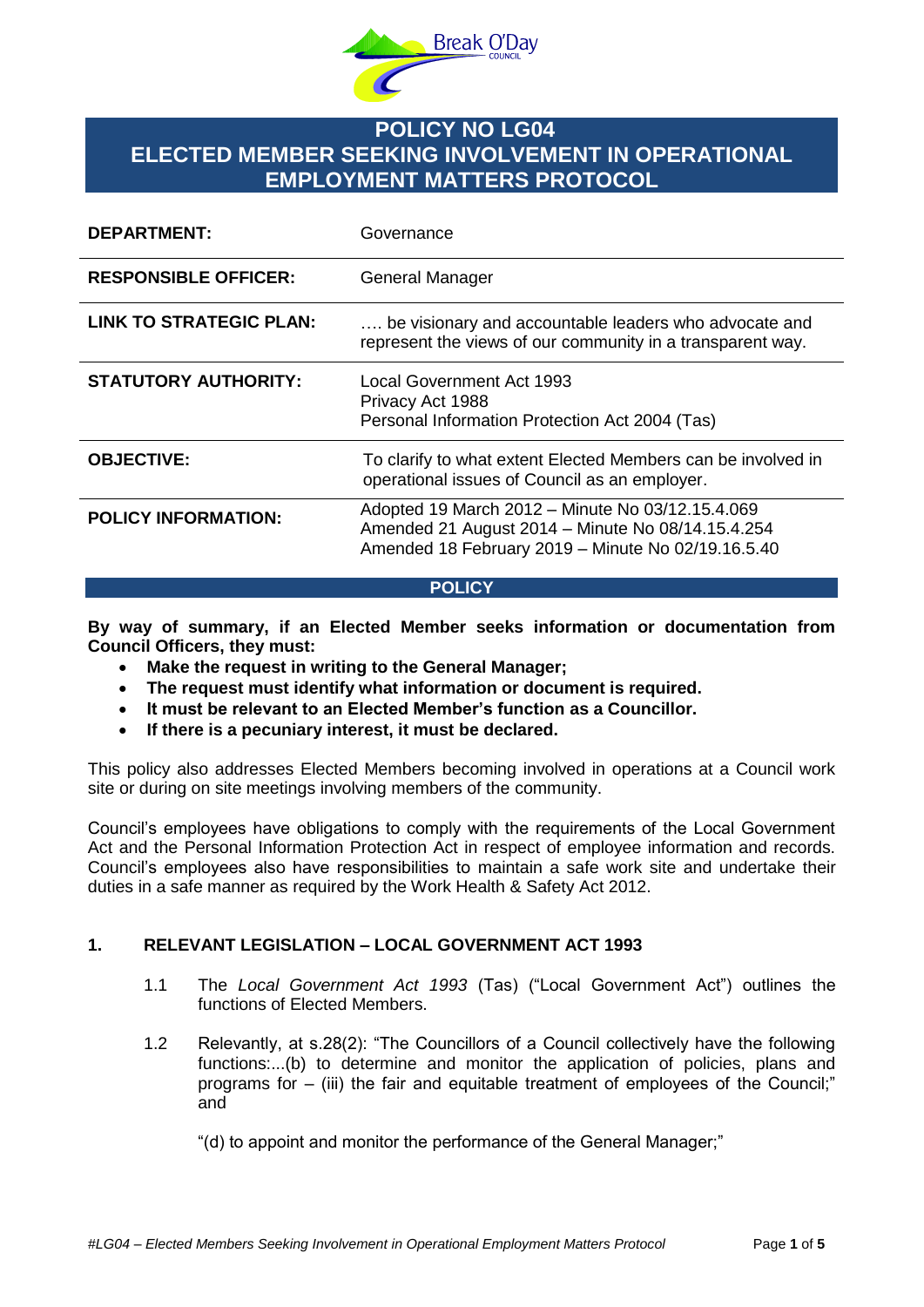# POLICY NO LG04
# ELECTED MEMBER SEEKING INVOLVEMENT IN OPERATIONAL EMPLOYMENT MATTERS PROTOCOL

| | |
|---|---|
| **DEPARTMENT:** | Governance |
| **RESPONSIBLE OFFICER:** | General Manager |
| **LINK TO STRATEGIC PLAN:** | …. be visionary and accountable leaders who advocate and represent the views of our community in a transparent way. |
| **STATUTORY AUTHORITY:** | Local Government Act 1993<br>Privacy Act 1988<br>Personal Information Protection Act 2004 (Tas) |
| **OBJECTIVE:** | To clarify to what extent Elected Members can be involved in operational issues of Council as an employer. |
| **POLICY INFORMATION:** | Adopted 19 March 2012 – Minute No 03/12.15.4.069<br>Amended 21 August 2014 – Minute No 08/14.15.4.254<br>Amended 18 February 2019 – Minute No 02/19.16.5.40 |

## POLICY

**By way of summary, if an Elected Member seeks information or documentation from Council Officers, they must:**

- **Make the request in writing to the General Manager;**
- **The request must identify what information or document is required.**
- **It must be relevant to an Elected Member's function as a Councillor.**
- **If there is a pecuniary interest, it must be declared.**

This policy also addresses Elected Members becoming involved in operations at a Council work site or during on site meetings involving members of the community.

Council's employees have obligations to comply with the requirements of the Local Government Act and the Personal Information Protection Act in respect of employee information and records. Council's employees also have responsibilities to maintain a safe work site and undertake their duties in a safe manner as required by the Work Health & Safety Act 2012.

### 1. RELEVANT LEGISLATION – LOCAL GOVERNMENT ACT 1993

1.1 The *Local Government Act 1993* (Tas) ("Local Government Act") outlines the functions of Elected Members.

1.2 Relevantly, at s.28(2): "The Councillors of a Council collectively have the following functions:...(b) to determine and monitor the application of policies, plans and programs for – (iii) the fair and equitable treatment of employees of the Council;" and

"(d) to appoint and monitor the performance of the General Manager;"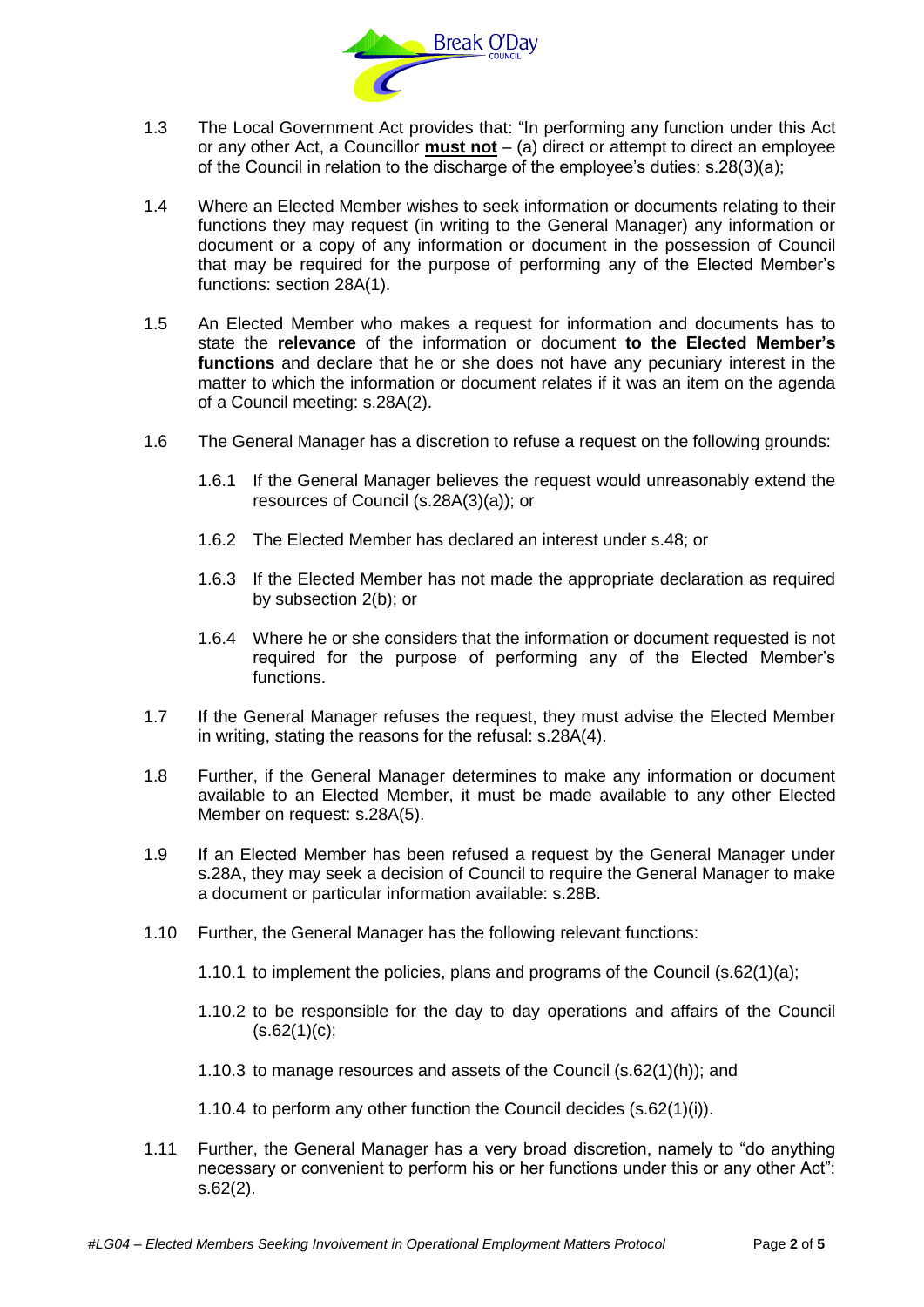1.3 The Local Government Act provides that: "In performing any function under this Act or any other Act, a Councillor **must not** – (a) direct or attempt to direct an employee of the Council in relation to the discharge of the employee's duties: s.28(3)(a);

1.4 Where an Elected Member wishes to seek information or documents relating to their functions they may request (in writing to the General Manager) any information or document or a copy of any information or document in the possession of Council that may be required for the purpose of performing any of the Elected Member's functions: section 28A(1).

1.5 An Elected Member who makes a request for information and documents has to state the **relevance** of the information or document **to the Elected Member's functions** and declare that he or she does not have any pecuniary interest in the matter to which the information or document relates if it was an item on the agenda of a Council meeting: s.28A(2).

1.6 The General Manager has a discretion to refuse a request on the following grounds:

1.6.1 If the General Manager believes the request would unreasonably extend the resources of Council (s.28A(3)(a)); or

1.6.2 The Elected Member has declared an interest under s.48; or

1.6.3 If the Elected Member has not made the appropriate declaration as required by subsection 2(b); or

1.6.4 Where he or she considers that the information or document requested is not required for the purpose of performing any of the Elected Member's functions.

1.7 If the General Manager refuses the request, they must advise the Elected Member in writing, stating the reasons for the refusal: s.28A(4).

1.8 Further, if the General Manager determines to make any information or document available to an Elected Member, it must be made available to any other Elected Member on request: s.28A(5).

1.9 If an Elected Member has been refused a request by the General Manager under s.28A, they may seek a decision of Council to require the General Manager to make a document or particular information available: s.28B.

1.10 Further, the General Manager has the following relevant functions:

1.10.1 to implement the policies, plans and programs of the Council (s.62(1)(a);

1.10.2 to be responsible for the day to day operations and affairs of the Council (s.62(1)(c);

1.10.3 to manage resources and assets of the Council (s.62(1)(h)); and

1.10.4 to perform any other function the Council decides (s.62(1)(i)).

1.11 Further, the General Manager has a very broad discretion, namely to "do anything necessary or convenient to perform his or her functions under this or any other Act": s.62(2).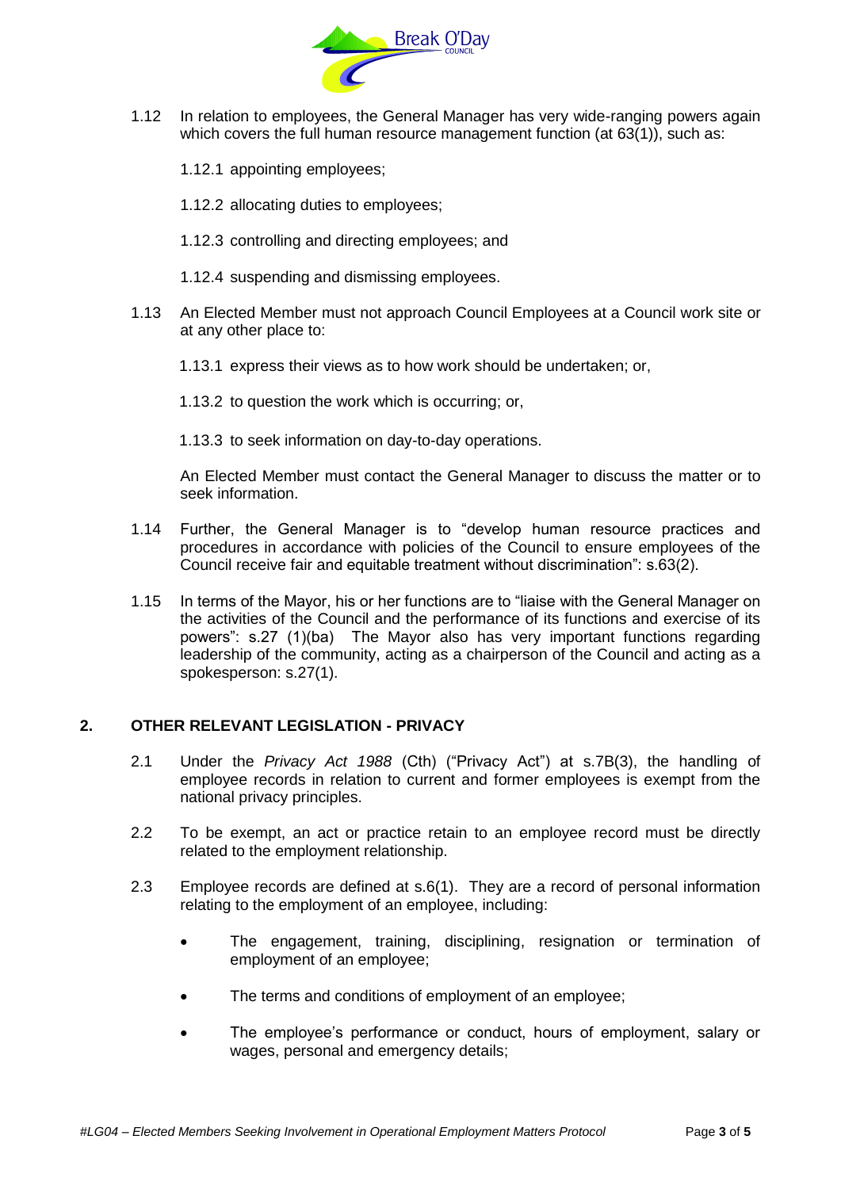1.12 In relation to employees, the General Manager has very wide-ranging powers again which covers the full human resource management function (at 63(1)), such as:

1.12.1 appointing employees;

1.12.2 allocating duties to employees;

1.12.3 controlling and directing employees; and

1.12.4 suspending and dismissing employees.

1.13 An Elected Member must not approach Council Employees at a Council work site or at any other place to:

1.13.1 express their views as to how work should be undertaken; or,

1.13.2 to question the work which is occurring; or,

1.13.3 to seek information on day-to-day operations.

An Elected Member must contact the General Manager to discuss the matter or to seek information.

1.14 Further, the General Manager is to "develop human resource practices and procedures in accordance with policies of the Council to ensure employees of the Council receive fair and equitable treatment without discrimination": s.63(2).

1.15 In terms of the Mayor, his or her functions are to "liaise with the General Manager on the activities of the Council and the performance of its functions and exercise of its powers": s.27 (1)(ba) The Mayor also has very important functions regarding leadership of the community, acting as a chairperson of the Council and acting as a spokesperson: s.27(1).

## 2. OTHER RELEVANT LEGISLATION - PRIVACY

2.1 Under the *Privacy Act 1988* (Cth) ("Privacy Act") at s.7B(3), the handling of employee records in relation to current and former employees is exempt from the national privacy principles.

2.2 To be exempt, an act or practice retain to an employee record must be directly related to the employment relationship.

2.3 Employee records are defined at s.6(1). They are a record of personal information relating to the employment of an employee, including:

- The engagement, training, disciplining, resignation or termination of employment of an employee;
- The terms and conditions of employment of an employee;
- The employee's performance or conduct, hours of employment, salary or wages, personal and emergency details;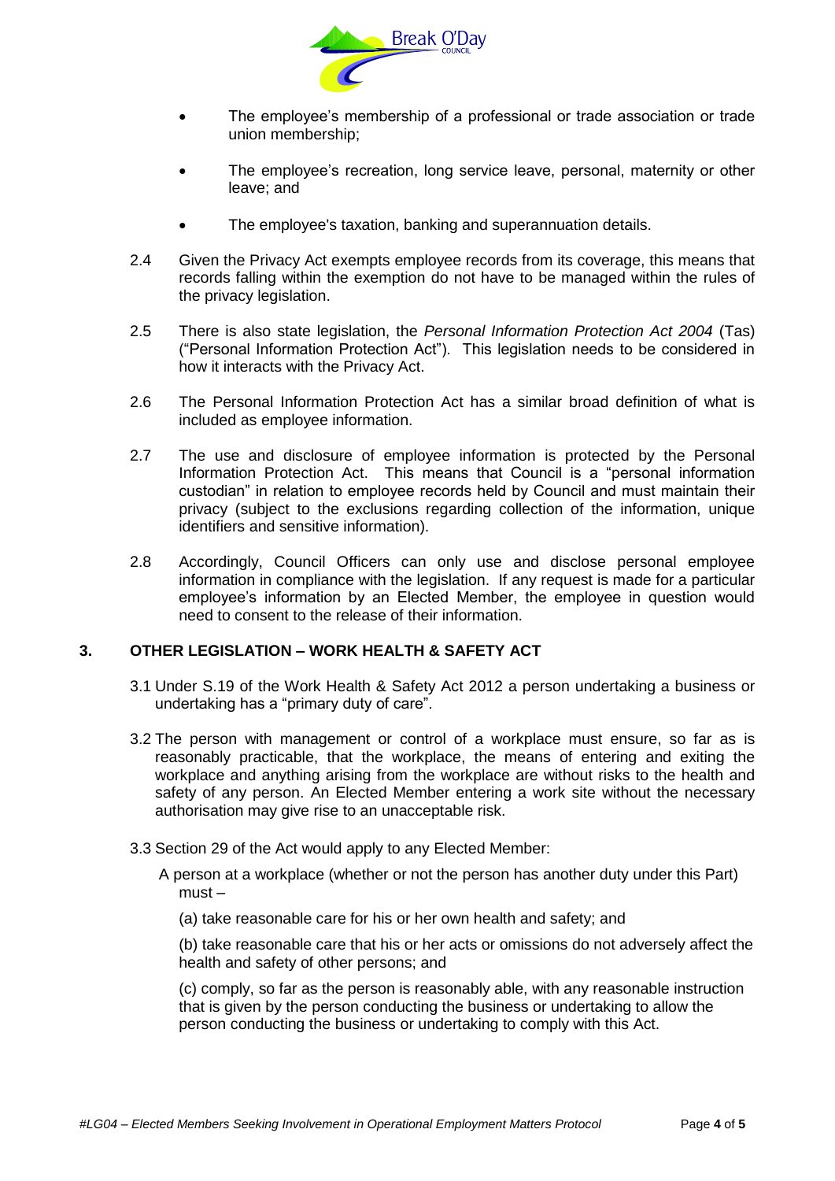- The employee's membership of a professional or trade association or trade union membership;
- The employee's recreation, long service leave, personal, maternity or other leave; and
- The employee's taxation, banking and superannuation details.

2.4 Given the Privacy Act exempts employee records from its coverage, this means that records falling within the exemption do not have to be managed within the rules of the privacy legislation.

2.5 There is also state legislation, the *Personal Information Protection Act 2004* (Tas) ("Personal Information Protection Act"). This legislation needs to be considered in how it interacts with the Privacy Act.

2.6 The Personal Information Protection Act has a similar broad definition of what is included as employee information.

2.7 The use and disclosure of employee information is protected by the Personal Information Protection Act. This means that Council is a "personal information custodian" in relation to employee records held by Council and must maintain their privacy (subject to the exclusions regarding collection of the information, unique identifiers and sensitive information).

2.8 Accordingly, Council Officers can only use and disclose personal employee information in compliance with the legislation. If any request is made for a particular employee's information by an Elected Member, the employee in question would need to consent to the release of their information.

## 3. OTHER LEGISLATION – WORK HEALTH & SAFETY ACT

3.1 Under S.19 of the Work Health & Safety Act 2012 a person undertaking a business or undertaking has a "primary duty of care".

3.2 The person with management or control of a workplace must ensure, so far as is reasonably practicable, that the workplace, the means of entering and exiting the workplace and anything arising from the workplace are without risks to the health and safety of any person. An Elected Member entering a work site without the necessary authorisation may give rise to an unacceptable risk.

3.3 Section 29 of the Act would apply to any Elected Member:

A person at a workplace (whether or not the person has another duty under this Part) must –

(a) take reasonable care for his or her own health and safety; and

(b) take reasonable care that his or her acts or omissions do not adversely affect the health and safety of other persons; and

(c) comply, so far as the person is reasonably able, with any reasonable instruction that is given by the person conducting the business or undertaking to allow the person conducting the business or undertaking to comply with this Act.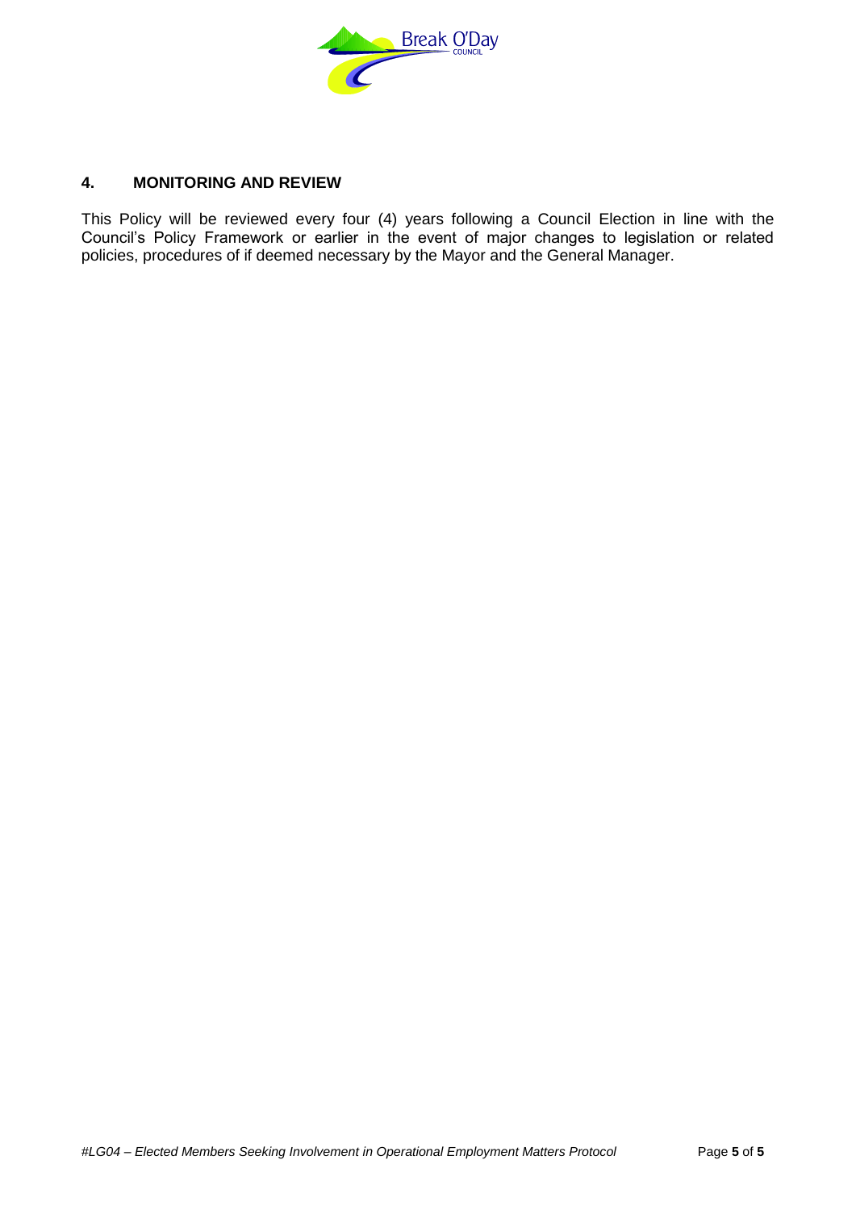## 4. MONITORING AND REVIEW

This Policy will be reviewed every four (4) years following a Council Election in line with the Council's Policy Framework or earlier in the event of major changes to legislation or related policies, procedures of if deemed necessary by the Mayor and the General Manager.